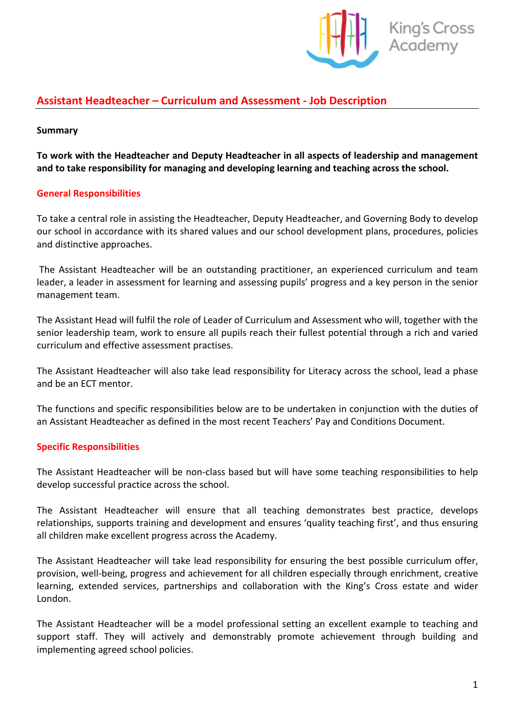# Assistant Headteacher – Curriculum and Assessment - Job Description

**Summary**

**To work with the Headteacher and Deputy Headteacher in all aspects of leadership and management and to take responsibility for managing and developing learning and teaching across the school.**

## General Responsibilities

To take a central role in assisting the Headteacher, Deputy Headteacher, and Governing Body to develop our school in accordance with its shared values and our school development plans, procedures, policies and distinctive approaches.

The Assistant Headteacher will be an outstanding practitioner, an experienced curriculum and team leader, a leader in assessment for learning and assessing pupils' progress and a key person in the senior management team.

The Assistant Head will fulfil the role of Leader of Curriculum and Assessment who will, together with the senior leadership team, work to ensure all pupils reach their fullest potential through a rich and varied curriculum and effective assessment practises.

The Assistant Headteacher will also take lead responsibility for Literacy across the school, lead a phase and be an ECT mentor.

The functions and specific responsibilities below are to be undertaken in conjunction with the duties of an Assistant Headteacher as defined in the most recent Teachers' Pay and Conditions Document.

## Specific Responsibilities

The Assistant Headteacher will be non-class based but will have some teaching responsibilities to help develop successful practice across the school.

The Assistant Headteacher will ensure that all teaching demonstrates best practice, develops relationships, supports training and development and ensures 'quality teaching first', and thus ensuring all children make excellent progress across the Academy.

The Assistant Headteacher will take lead responsibility for ensuring the best possible curriculum offer, provision, well-being, progress and achievement for all children especially through enrichment, creative learning, extended services, partnerships and collaboration with the King's Cross estate and wider London.

The Assistant Headteacher will be a model professional setting an excellent example to teaching and support staff. They will actively and demonstrably promote achievement through building and implementing agreed school policies.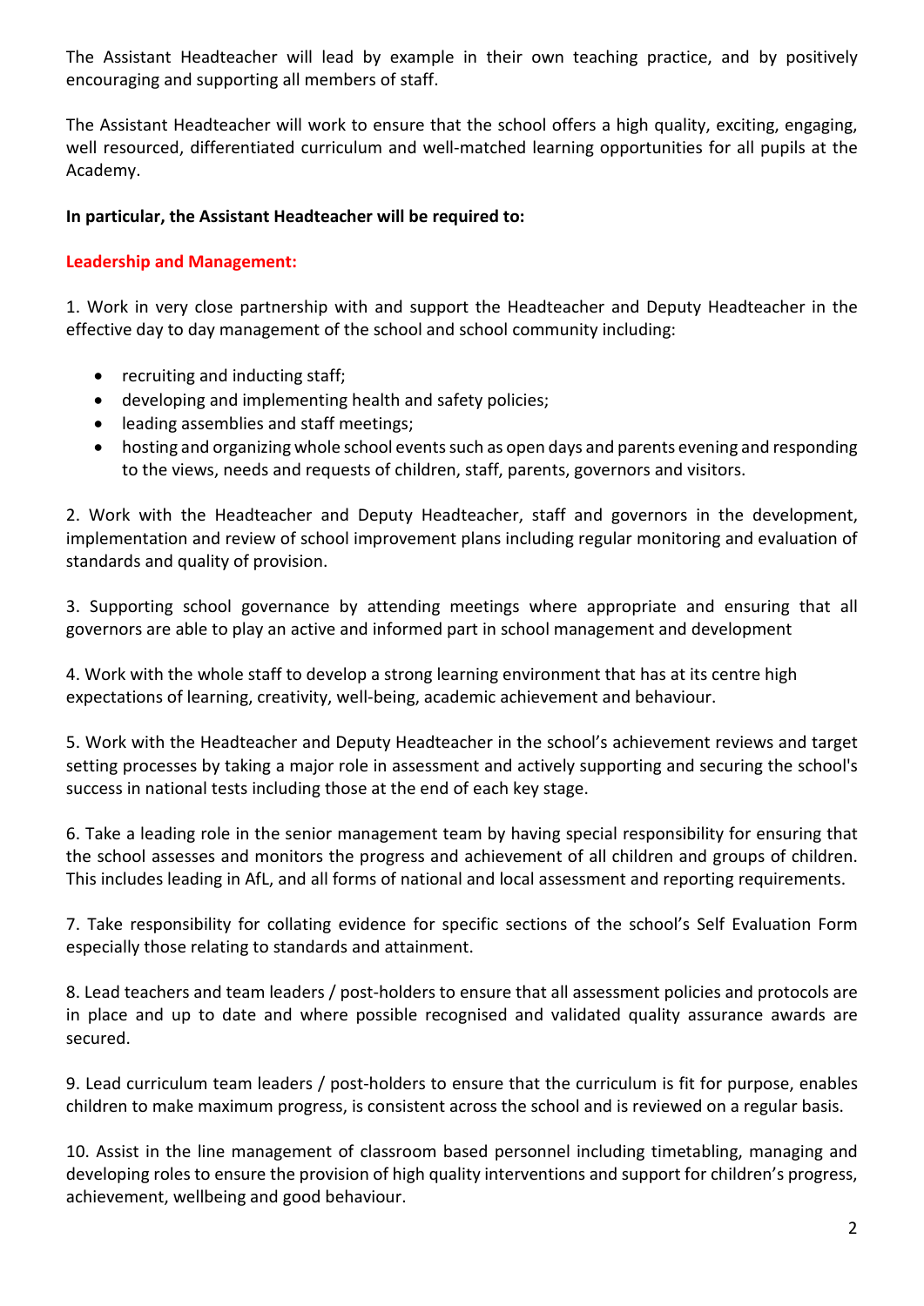The Assistant Headteacher will lead by example in their own teaching practice, and by positively encouraging and supporting all members of staff.

The Assistant Headteacher will work to ensure that the school offers a high quality, exciting, engaging, well resourced, differentiated curriculum and well-matched learning opportunities for all pupils at the Academy.

**In particular, the Assistant Headteacher will be required to:**

**Leadership and Management:**

1. Work in very close partnership with and support the Headteacher and Deputy Headteacher in the effective day to day management of the school and school community including:

- recruiting and inducting staff;
- developing and implementing health and safety policies;
- leading assemblies and staff meetings;
- hosting and organizing whole school events such as open days and parents evening and responding to the views, needs and requests of children, staff, parents, governors and visitors.

2. Work with the Headteacher and Deputy Headteacher, staff and governors in the development, implementation and review of school improvement plans including regular monitoring and evaluation of standards and quality of provision.

3. Supporting school governance by attending meetings where appropriate and ensuring that all governors are able to play an active and informed part in school management and development

4. Work with the whole staff to develop a strong learning environment that has at its centre high expectations of learning, creativity, well-being, academic achievement and behaviour.

5. Work with the Headteacher and Deputy Headteacher in the school's achievement reviews and target setting processes by taking a major role in assessment and actively supporting and securing the school's success in national tests including those at the end of each key stage.

6. Take a leading role in the senior management team by having special responsibility for ensuring that the school assesses and monitors the progress and achievement of all children and groups of children. This includes leading in AfL, and all forms of national and local assessment and reporting requirements.

7. Take responsibility for collating evidence for specific sections of the school's Self Evaluation Form especially those relating to standards and attainment.

8. Lead teachers and team leaders / post-holders to ensure that all assessment policies and protocols are in place and up to date and where possible recognised and validated quality assurance awards are secured.

9. Lead curriculum team leaders / post-holders to ensure that the curriculum is fit for purpose, enables children to make maximum progress, is consistent across the school and is reviewed on a regular basis.

10. Assist in the line management of classroom based personnel including timetabling, managing and developing roles to ensure the provision of high quality interventions and support for children's progress, achievement, wellbeing and good behaviour.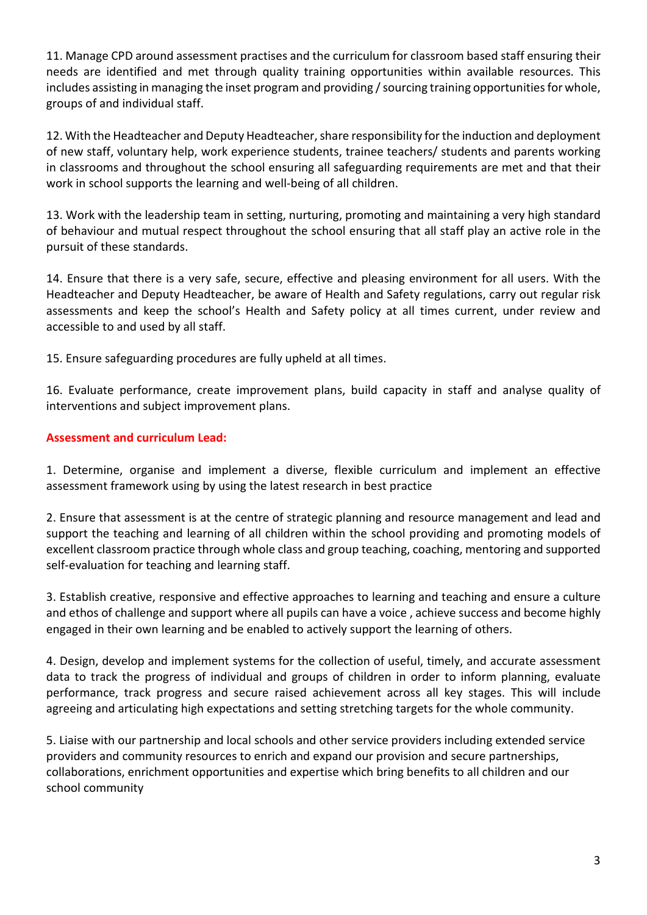11. Manage CPD around assessment practises and the curriculum for classroom based staff ensuring their needs are identified and met through quality training opportunities within available resources. This includes assisting in managing the inset program and providing / sourcing training opportunities for whole, groups of and individual staff.

12. With the Headteacher and Deputy Headteacher, share responsibility for the induction and deployment of new staff, voluntary help, work experience students, trainee teachers/ students and parents working in classrooms and throughout the school ensuring all safeguarding requirements are met and that their work in school supports the learning and well-being of all children.

13. Work with the leadership team in setting, nurturing, promoting and maintaining a very high standard of behaviour and mutual respect throughout the school ensuring that all staff play an active role in the pursuit of these standards.

14. Ensure that there is a very safe, secure, effective and pleasing environment for all users. With the Headteacher and Deputy Headteacher, be aware of Health and Safety regulations, carry out regular risk assessments and keep the school's Health and Safety policy at all times current, under review and accessible to and used by all staff.

15. Ensure safeguarding procedures are fully upheld at all times.

16. Evaluate performance, create improvement plans, build capacity in staff and analyse quality of interventions and subject improvement plans.

**Assessment and curriculum Lead:**

1. Determine, organise and implement a diverse, flexible curriculum and implement an effective assessment framework using by using the latest research in best practice

2. Ensure that assessment is at the centre of strategic planning and resource management and lead and support the teaching and learning of all children within the school providing and promoting models of excellent classroom practice through whole class and group teaching, coaching, mentoring and supported self-evaluation for teaching and learning staff.

3. Establish creative, responsive and effective approaches to learning and teaching and ensure a culture and ethos of challenge and support where all pupils can have a voice , achieve success and become highly engaged in their own learning and be enabled to actively support the learning of others.

4. Design, develop and implement systems for the collection of useful, timely, and accurate assessment data to track the progress of individual and groups of children in order to inform planning, evaluate performance, track progress and secure raised achievement across all key stages. This will include agreeing and articulating high expectations and setting stretching targets for the whole community.

5. Liaise with our partnership and local schools and other service providers including extended service providers and community resources to enrich and expand our provision and secure partnerships, collaborations, enrichment opportunities and expertise which bring benefits to all children and our school community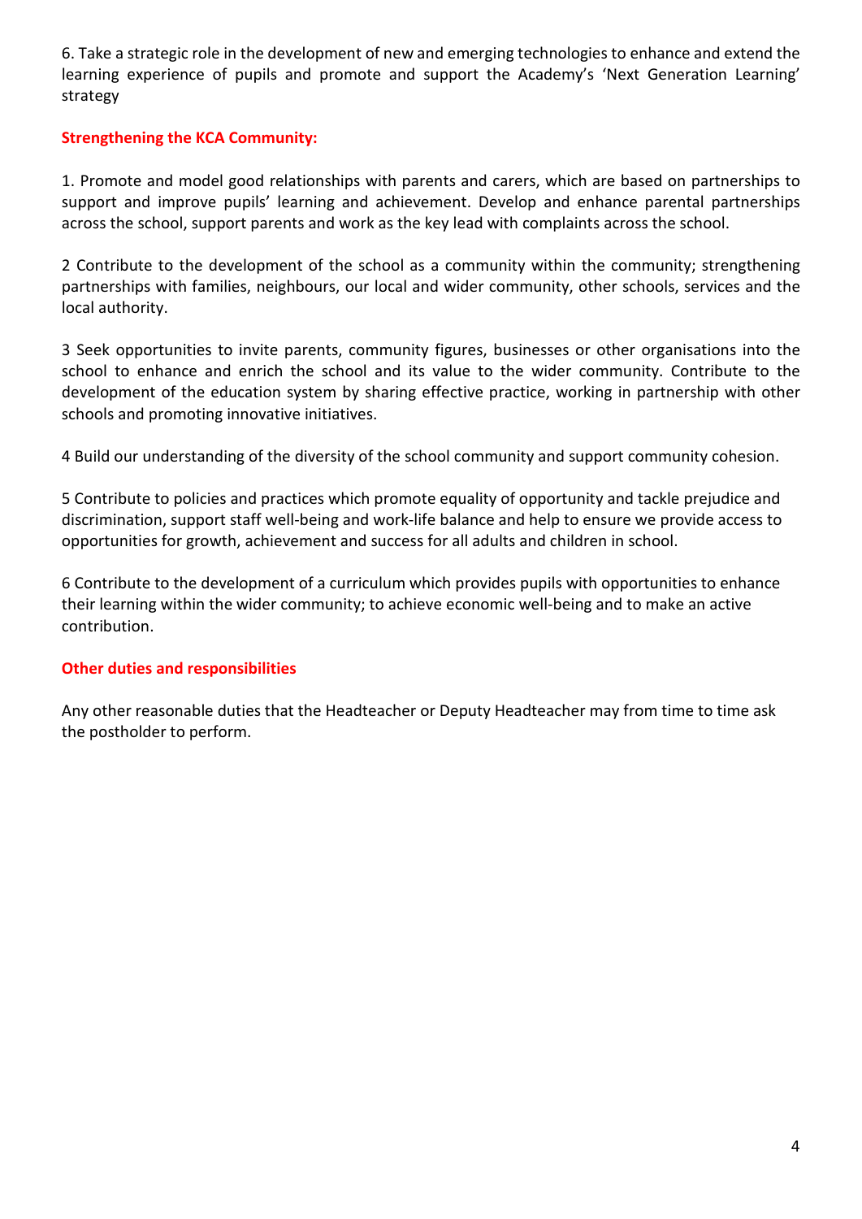6. Take a strategic role in the development of new and emerging technologies to enhance and extend the learning experience of pupils and promote and support the Academy's 'Next Generation Learning' strategy

**Strengthening the KCA Community:**

1. Promote and model good relationships with parents and carers, which are based on partnerships to support and improve pupils' learning and achievement. Develop and enhance parental partnerships across the school, support parents and work as the key lead with complaints across the school.

2 Contribute to the development of the school as a community within the community; strengthening partnerships with families, neighbours, our local and wider community, other schools, services and the local authority.

3 Seek opportunities to invite parents, community figures, businesses or other organisations into the school to enhance and enrich the school and its value to the wider community. Contribute to the development of the education system by sharing effective practice, working in partnership with other schools and promoting innovative initiatives.

4 Build our understanding of the diversity of the school community and support community cohesion.

5 Contribute to policies and practices which promote equality of opportunity and tackle prejudice and discrimination, support staff well-being and work-life balance and help to ensure we provide access to opportunities for growth, achievement and success for all adults and children in school.

6 Contribute to the development of a curriculum which provides pupils with opportunities to enhance their learning within the wider community; to achieve economic well-being and to make an active contribution.

**Other duties and responsibilities**

Any other reasonable duties that the Headteacher or Deputy Headteacher may from time to time ask the postholder to perform.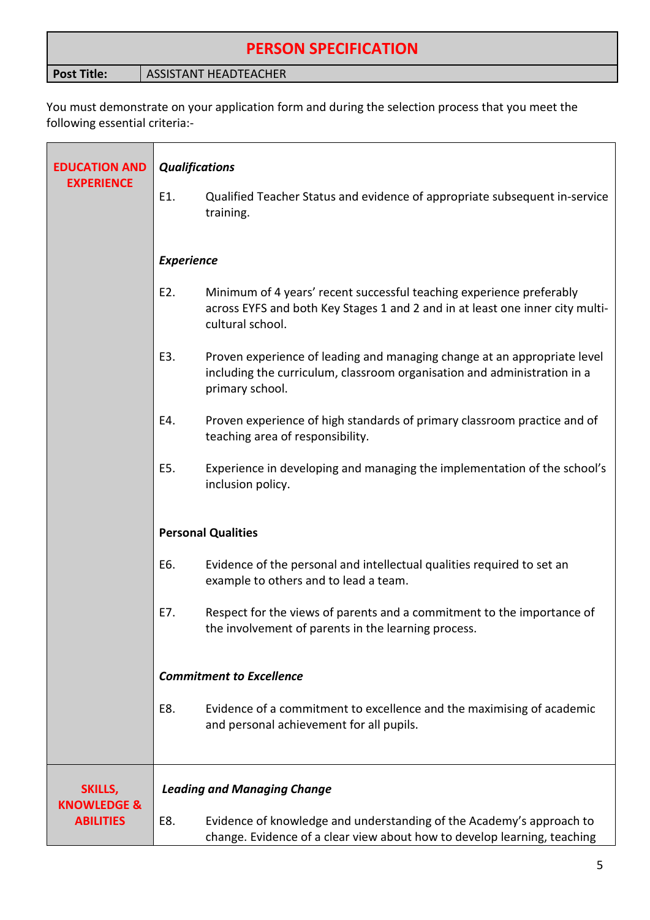# PERSON SPECIFICATION

| **Post Title:** | ASSISTANT HEADTEACHER |
| --- | --- |

You must demonstrate on your application form and during the selection process that you meet the following essential criteria:-

## EDUCATION AND EXPERIENCE

***Qualifications***

E1. Qualified Teacher Status and evidence of appropriate subsequent in-service training.

***Experience***

E2. Minimum of 4 years' recent successful teaching experience preferably across EYFS and both Key Stages 1 and 2 and in at least one inner city multi-cultural school.

E3. Proven experience of leading and managing change at an appropriate level including the curriculum, classroom organisation and administration in a primary school.

E4. Proven experience of high standards of primary classroom practice and of teaching area of responsibility.

E5. Experience in developing and managing the implementation of the school's inclusion policy.

**Personal Qualities**

E6. Evidence of the personal and intellectual qualities required to set an example to others and to lead a team.

E7. Respect for the views of parents and a commitment to the importance of the involvement of parents in the learning process.

***Commitment to Excellence***

E8. Evidence of a commitment to excellence and the maximising of academic and personal achievement for all pupils.

## SKILLS, KNOWLEDGE & ABILITIES

***Leading and Managing Change***

E8. Evidence of knowledge and understanding of the Academy's approach to change. Evidence of a clear view about how to develop learning, teaching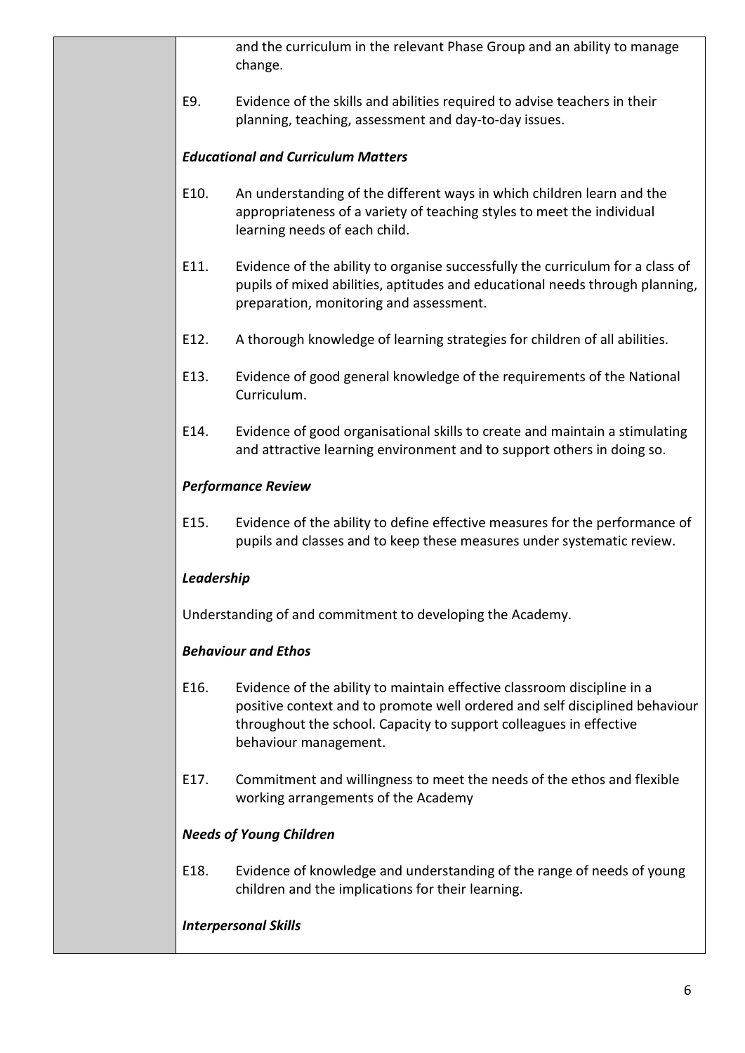and the curriculum in the relevant Phase Group and an ability to manage change.

E9. Evidence of the skills and abilities required to advise teachers in their planning, teaching, assessment and day-to-day issues.

***Educational and Curriculum Matters***

E10. An understanding of the different ways in which children learn and the appropriateness of a variety of teaching styles to meet the individual learning needs of each child.

E11. Evidence of the ability to organise successfully the curriculum for a class of pupils of mixed abilities, aptitudes and educational needs through planning, preparation, monitoring and assessment.

E12. A thorough knowledge of learning strategies for children of all abilities.

E13. Evidence of good general knowledge of the requirements of the National Curriculum.

E14. Evidence of good organisational skills to create and maintain a stimulating and attractive learning environment and to support others in doing so.

***Performance Review***

E15. Evidence of the ability to define effective measures for the performance of pupils and classes and to keep these measures under systematic review.

***Leadership***

Understanding of and commitment to developing the Academy.

***Behaviour and Ethos***

E16. Evidence of the ability to maintain effective classroom discipline in a positive context and to promote well ordered and self disciplined behaviour throughout the school. Capacity to support colleagues in effective behaviour management.

E17. Commitment and willingness to meet the needs of the ethos and flexible working arrangements of the Academy

***Needs of Young Children***

E18. Evidence of knowledge and understanding of the range of needs of young children and the implications for their learning.

***Interpersonal Skills***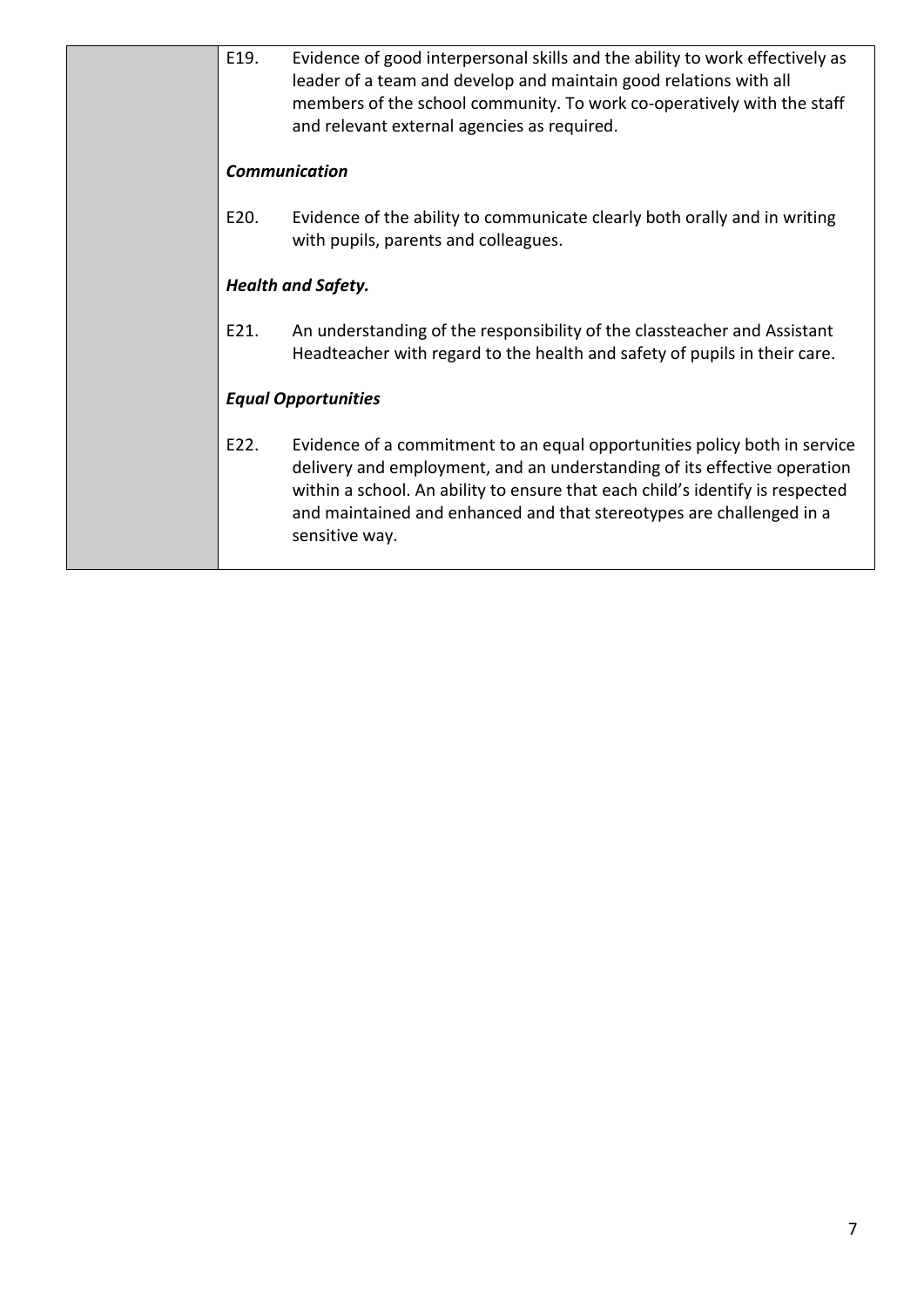| | |
|---|---|
| | E19. Evidence of good interpersonal skills and the ability to work effectively as leader of a team and develop and maintain good relations with all members of the school community. To work co-operatively with the staff and relevant external agencies as required.<br><br>***Communication***<br><br>E20. Evidence of the ability to communicate clearly both orally and in writing with pupils, parents and colleagues.<br><br>***Health and Safety.***<br><br>E21. An understanding of the responsibility of the classteacher and Assistant Headteacher with regard to the health and safety of pupils in their care.<br><br>***Equal Opportunities***<br><br>E22. Evidence of a commitment to an equal opportunities policy both in service delivery and employment, and an understanding of its effective operation within a school. An ability to ensure that each child's identify is respected and maintained and enhanced and that stereotypes are challenged in a sensitive way. |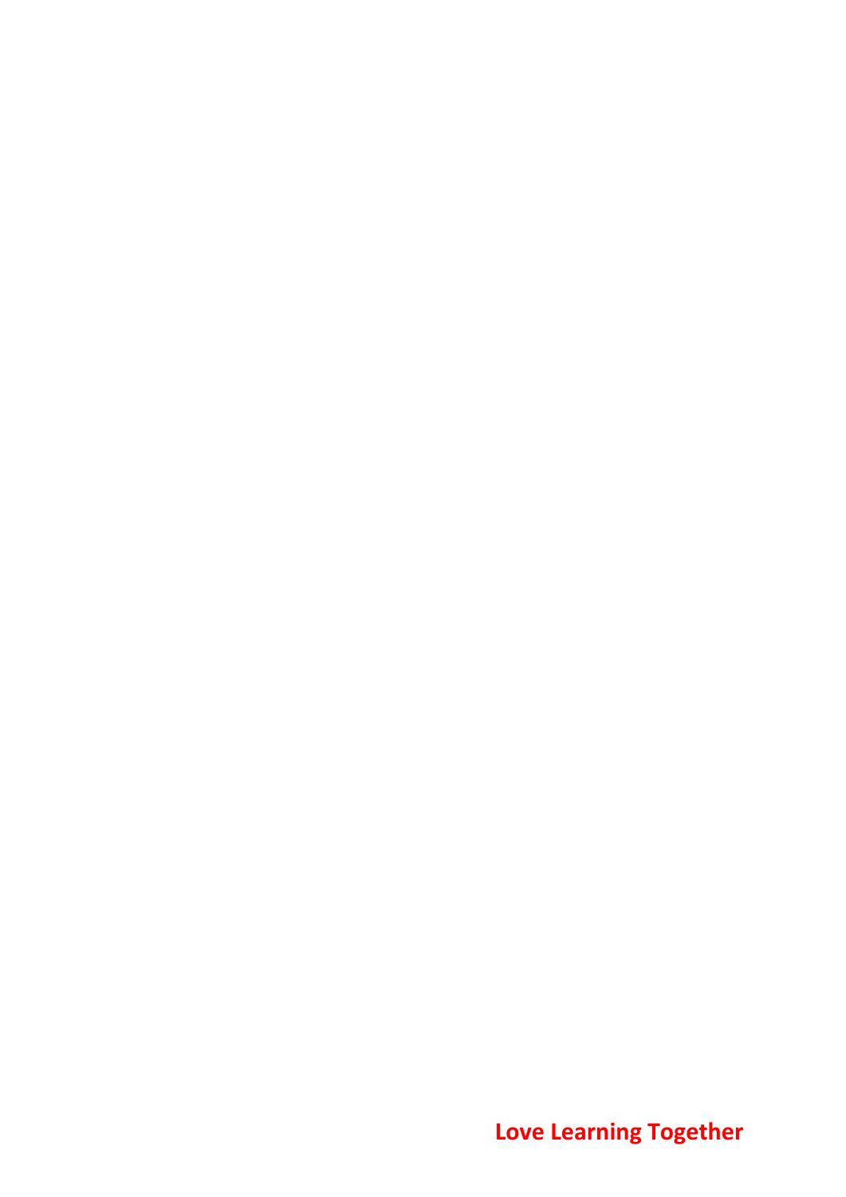**Love Learning Together**